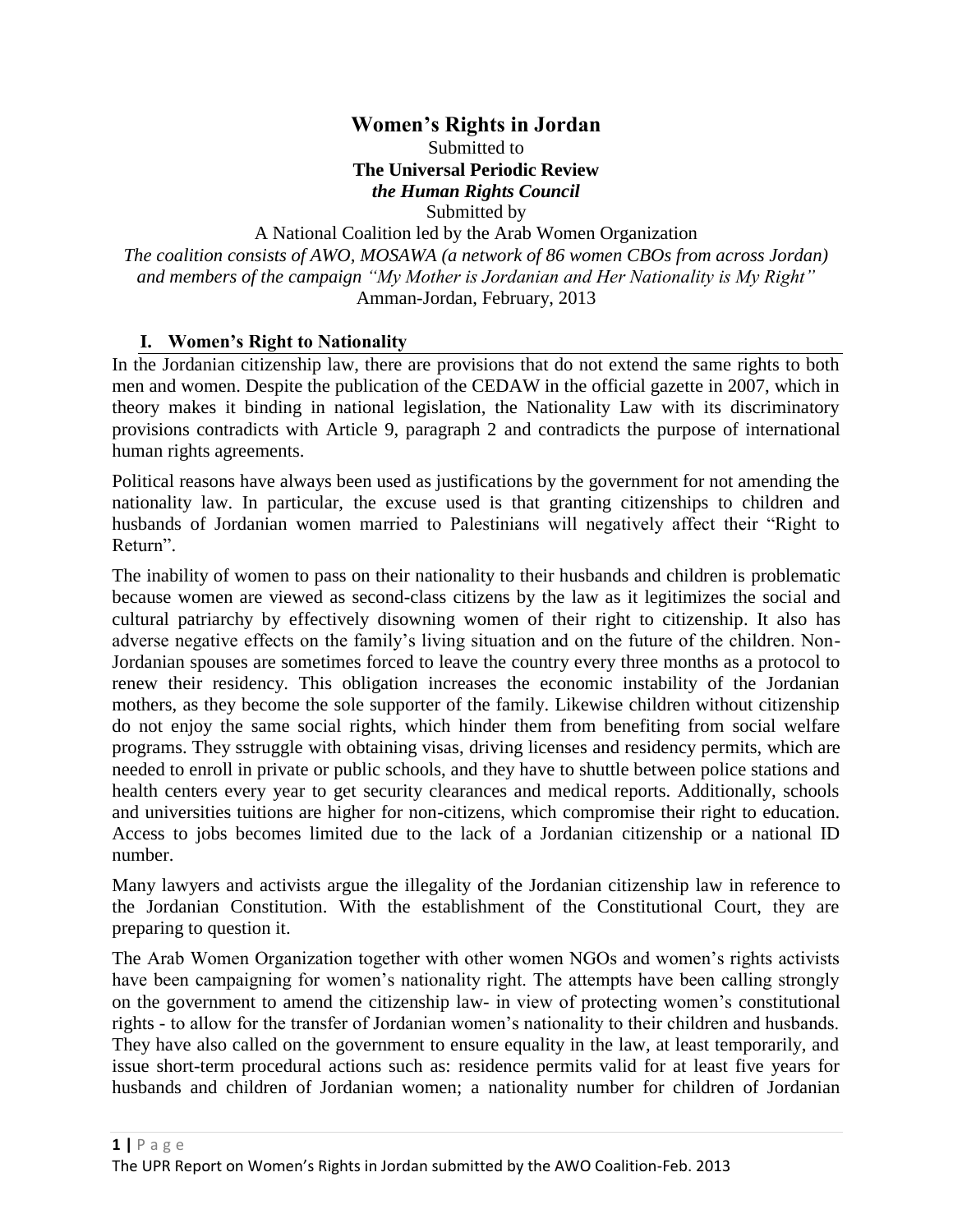# Women's Rights in Jordan

Submitted to

**The Universal Periodic Review**

***the Human Rights Council***

Submitted by

A National Coalition led by the Arab Women Organization

*The coalition consists of AWO, MOSAWA (a network of 86 women CBOs from across Jordan) and members of the campaign "My Mother is Jordanian and Her Nationality is My Right"*

Amman-Jordan, February, 2013

## I. Women's Right to Nationality

In the Jordanian citizenship law, there are provisions that do not extend the same rights to both men and women. Despite the publication of the CEDAW in the official gazette in 2007, which in theory makes it binding in national legislation, the Nationality Law with its discriminatory provisions contradicts with Article 9, paragraph 2 and contradicts the purpose of international human rights agreements.

Political reasons have always been used as justifications by the government for not amending the nationality law. In particular, the excuse used is that granting citizenships to children and husbands of Jordanian women married to Palestinians will negatively affect their "Right to Return".

The inability of women to pass on their nationality to their husbands and children is problematic because women are viewed as second-class citizens by the law as it legitimizes the social and cultural patriarchy by effectively disowning women of their right to citizenship. It also has adverse negative effects on the family's living situation and on the future of the children. Non-Jordanian spouses are sometimes forced to leave the country every three months as a protocol to renew their residency. This obligation increases the economic instability of the Jordanian mothers, as they become the sole supporter of the family. Likewise children without citizenship do not enjoy the same social rights, which hinder them from benefiting from social welfare programs. They sstruggle with obtaining visas, driving licenses and residency permits, which are needed to enroll in private or public schools, and they have to shuttle between police stations and health centers every year to get security clearances and medical reports. Additionally, schools and universities tuitions are higher for non-citizens, which compromise their right to education. Access to jobs becomes limited due to the lack of a Jordanian citizenship or a national ID number.

Many lawyers and activists argue the illegality of the Jordanian citizenship law in reference to the Jordanian Constitution. With the establishment of the Constitutional Court, they are preparing to question it.

The Arab Women Organization together with other women NGOs and women's rights activists have been campaigning for women's nationality right. The attempts have been calling strongly on the government to amend the citizenship law- in view of protecting women's constitutional rights - to allow for the transfer of Jordanian women's nationality to their children and husbands. They have also called on the government to ensure equality in the law, at least temporarily, and issue short-term procedural actions such as: residence permits valid for at least five years for husbands and children of Jordanian women; a nationality number for children of Jordanian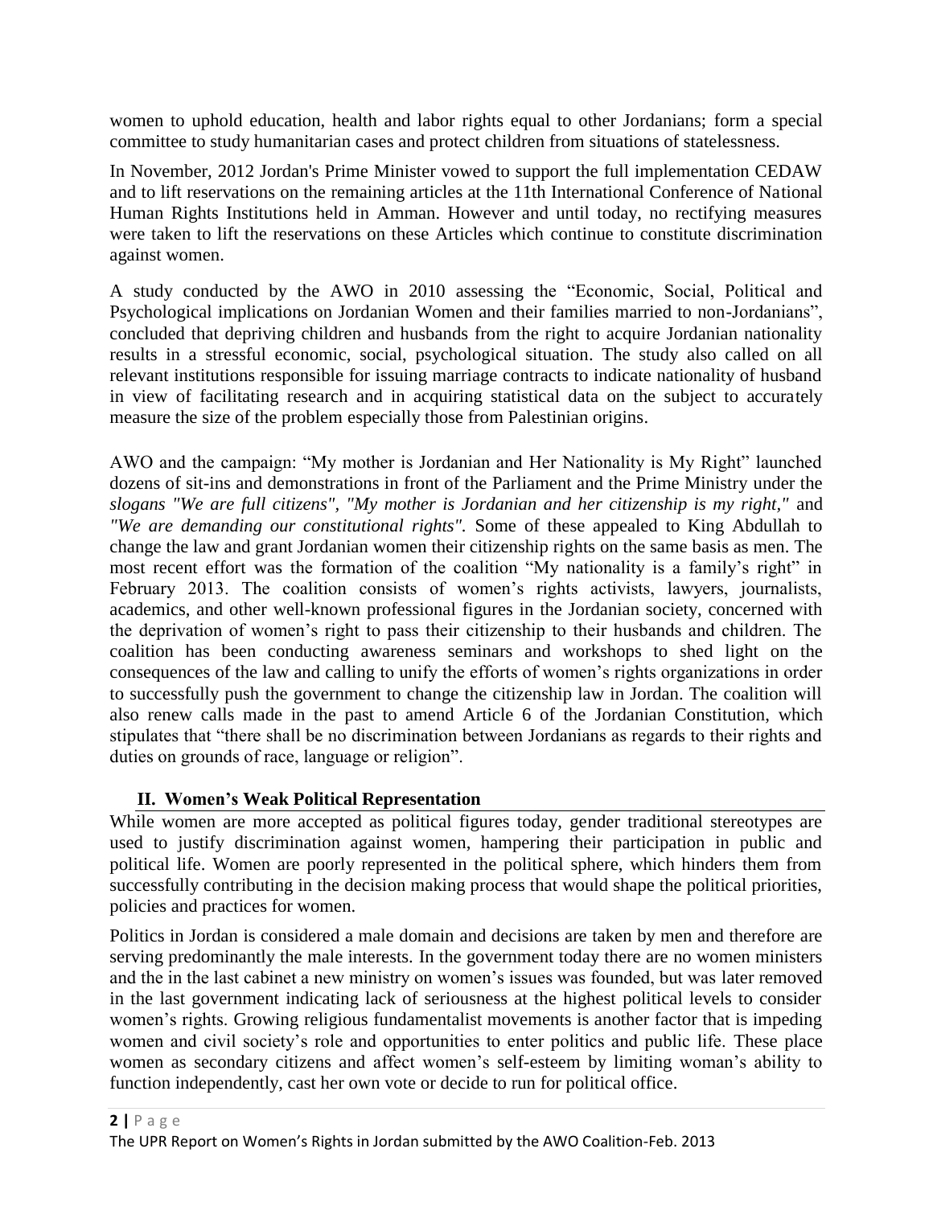women to uphold education, health and labor rights equal to other Jordanians; form a special committee to study humanitarian cases and protect children from situations of statelessness.

In November, 2012 Jordan's Prime Minister vowed to support the full implementation CEDAW and to lift reservations on the remaining articles at the 11th International Conference of National Human Rights Institutions held in Amman. However and until today, no rectifying measures were taken to lift the reservations on these Articles which continue to constitute discrimination against women.

A study conducted by the AWO in 2010 assessing the "Economic, Social, Political and Psychological implications on Jordanian Women and their families married to non-Jordanians", concluded that depriving children and husbands from the right to acquire Jordanian nationality results in a stressful economic, social, psychological situation. The study also called on all relevant institutions responsible for issuing marriage contracts to indicate nationality of husband in view of facilitating research and in acquiring statistical data on the subject to accurately measure the size of the problem especially those from Palestinian origins.

AWO and the campaign: "My mother is Jordanian and Her Nationality is My Right" launched dozens of sit-ins and demonstrations in front of the Parliament and the Prime Ministry under the *slogans "We are full citizens", "My mother is Jordanian and her citizenship is my right,"* and *"We are demanding our constitutional rights".* Some of these appealed to King Abdullah to change the law and grant Jordanian women their citizenship rights on the same basis as men. The most recent effort was the formation of the coalition "My nationality is a family's right" in February 2013. The coalition consists of women's rights activists, lawyers, journalists, academics, and other well-known professional figures in the Jordanian society, concerned with the deprivation of women's right to pass their citizenship to their husbands and children. The coalition has been conducting awareness seminars and workshops to shed light on the consequences of the law and calling to unify the efforts of women's rights organizations in order to successfully push the government to change the citizenship law in Jordan. The coalition will also renew calls made in the past to amend Article 6 of the Jordanian Constitution, which stipulates that "there shall be no discrimination between Jordanians as regards to their rights and duties on grounds of race, language or religion".

## II. Women's Weak Political Representation

While women are more accepted as political figures today, gender traditional stereotypes are used to justify discrimination against women, hampering their participation in public and political life. Women are poorly represented in the political sphere, which hinders them from successfully contributing in the decision making process that would shape the political priorities, policies and practices for women.

Politics in Jordan is considered a male domain and decisions are taken by men and therefore are serving predominantly the male interests. In the government today there are no women ministers and the in the last cabinet a new ministry on women's issues was founded, but was later removed in the last government indicating lack of seriousness at the highest political levels to consider women's rights. Growing religious fundamentalist movements is another factor that is impeding women and civil society's role and opportunities to enter politics and public life. These place women as secondary citizens and affect women's self-esteem by limiting woman's ability to function independently, cast her own vote or decide to run for political office.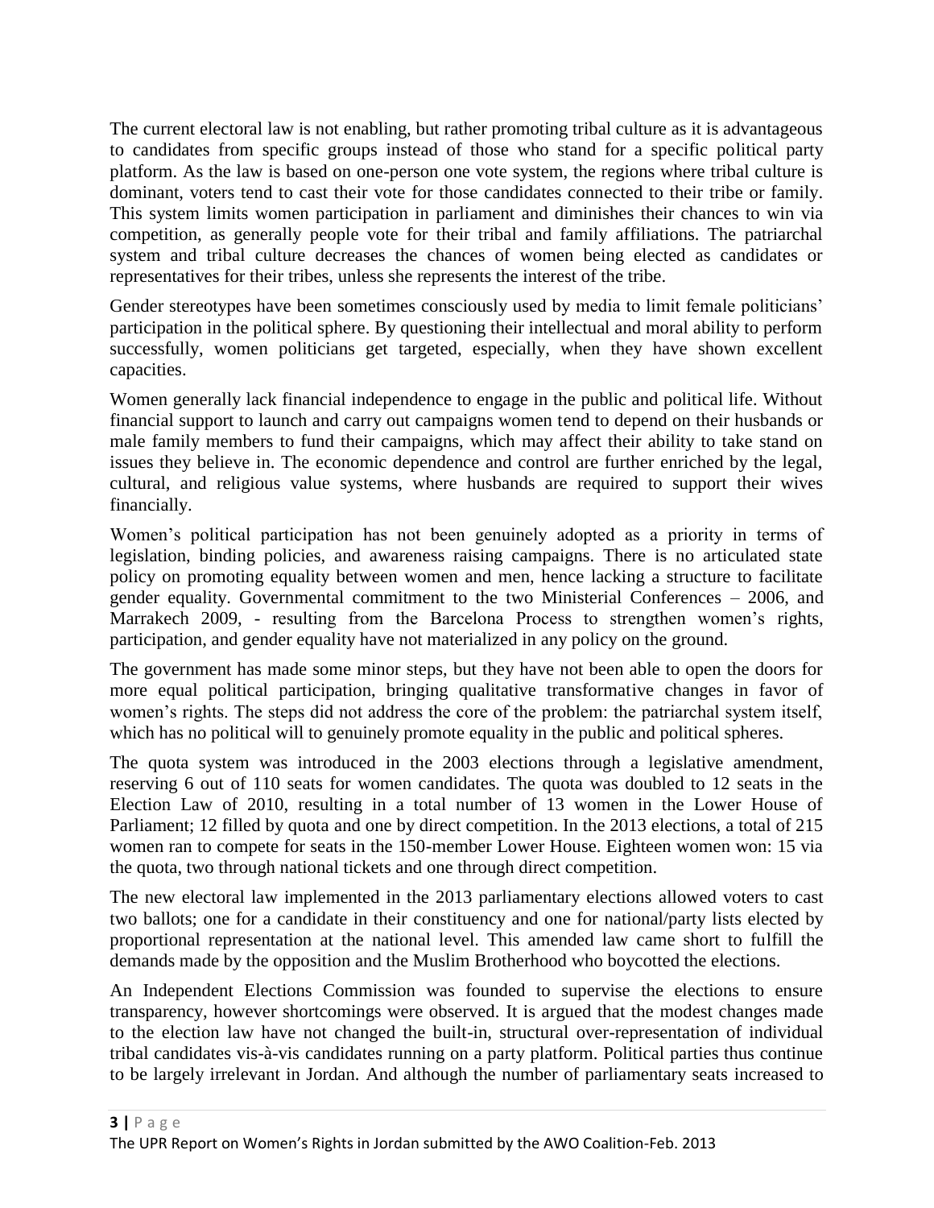The current electoral law is not enabling, but rather promoting tribal culture as it is advantageous to candidates from specific groups instead of those who stand for a specific political party platform. As the law is based on one-person one vote system, the regions where tribal culture is dominant, voters tend to cast their vote for those candidates connected to their tribe or family. This system limits women participation in parliament and diminishes their chances to win via competition, as generally people vote for their tribal and family affiliations. The patriarchal system and tribal culture decreases the chances of women being elected as candidates or representatives for their tribes, unless she represents the interest of the tribe.

Gender stereotypes have been sometimes consciously used by media to limit female politicians' participation in the political sphere. By questioning their intellectual and moral ability to perform successfully, women politicians get targeted, especially, when they have shown excellent capacities.

Women generally lack financial independence to engage in the public and political life. Without financial support to launch and carry out campaigns women tend to depend on their husbands or male family members to fund their campaigns, which may affect their ability to take stand on issues they believe in. The economic dependence and control are further enriched by the legal, cultural, and religious value systems, where husbands are required to support their wives financially.

Women's political participation has not been genuinely adopted as a priority in terms of legislation, binding policies, and awareness raising campaigns. There is no articulated state policy on promoting equality between women and men, hence lacking a structure to facilitate gender equality. Governmental commitment to the two Ministerial Conferences – 2006, and Marrakech 2009, - resulting from the Barcelona Process to strengthen women's rights, participation, and gender equality have not materialized in any policy on the ground.

The government has made some minor steps, but they have not been able to open the doors for more equal political participation, bringing qualitative transformative changes in favor of women's rights. The steps did not address the core of the problem: the patriarchal system itself, which has no political will to genuinely promote equality in the public and political spheres.

The quota system was introduced in the 2003 elections through a legislative amendment, reserving 6 out of 110 seats for women candidates. The quota was doubled to 12 seats in the Election Law of 2010, resulting in a total number of 13 women in the Lower House of Parliament; 12 filled by quota and one by direct competition. In the 2013 elections, a total of 215 women ran to compete for seats in the 150-member Lower House. Eighteen women won: 15 via the quota, two through national tickets and one through direct competition.

The new electoral law implemented in the 2013 parliamentary elections allowed voters to cast two ballots; one for a candidate in their constituency and one for national/party lists elected by proportional representation at the national level. This amended law came short to fulfill the demands made by the opposition and the Muslim Brotherhood who boycotted the elections.

An Independent Elections Commission was founded to supervise the elections to ensure transparency, however shortcomings were observed. It is argued that the modest changes made to the election law have not changed the built-in, structural over-representation of individual tribal candidates vis-à-vis candidates running on a party platform. Political parties thus continue to be largely irrelevant in Jordan. And although the number of parliamentary seats increased to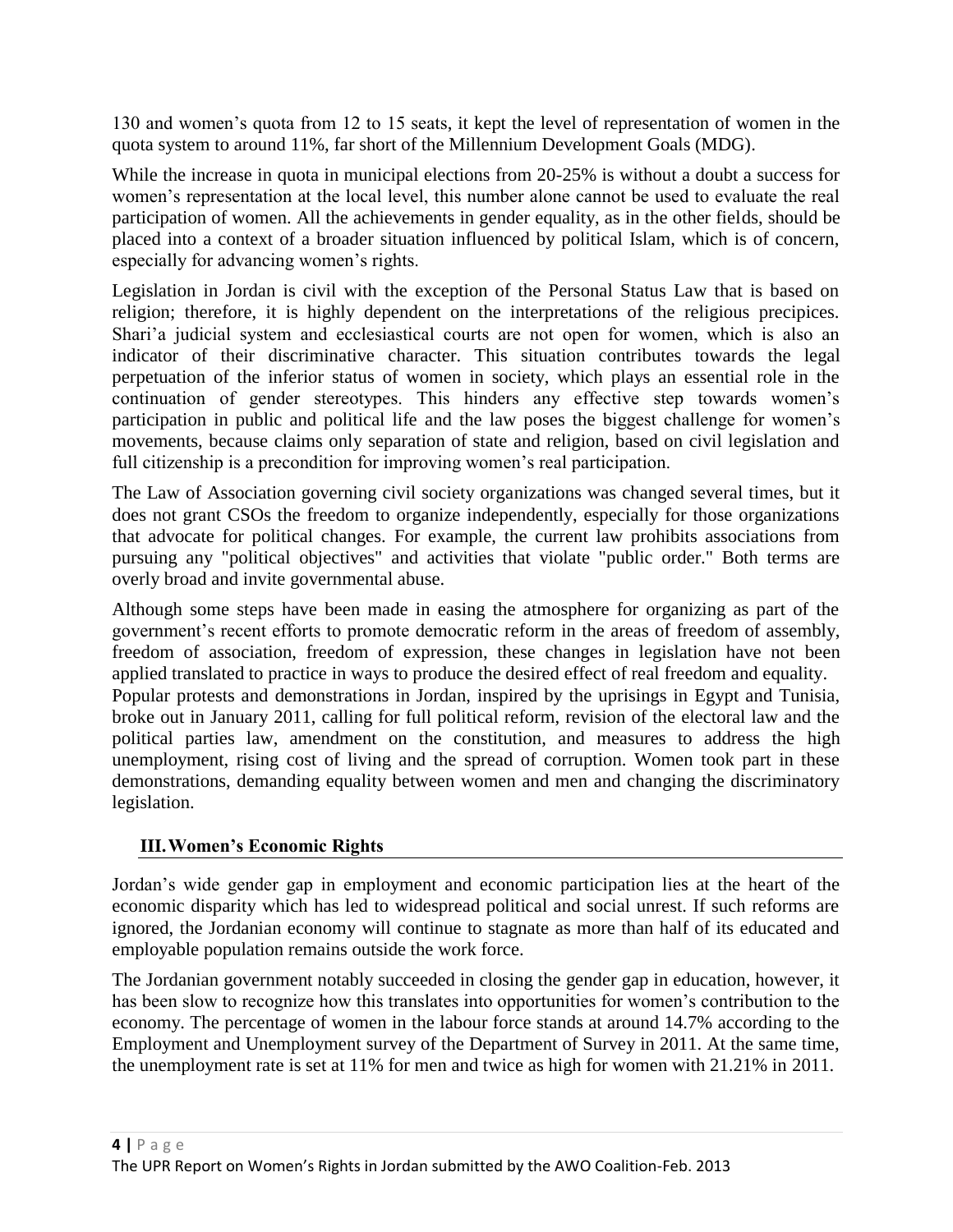130 and women's quota from 12 to 15 seats, it kept the level of representation of women in the quota system to around 11%, far short of the Millennium Development Goals (MDG).

While the increase in quota in municipal elections from 20-25% is without a doubt a success for women's representation at the local level, this number alone cannot be used to evaluate the real participation of women. All the achievements in gender equality, as in the other fields, should be placed into a context of a broader situation influenced by political Islam, which is of concern, especially for advancing women's rights.

Legislation in Jordan is civil with the exception of the Personal Status Law that is based on religion; therefore, it is highly dependent on the interpretations of the religious precipices. Shari'a judicial system and ecclesiastical courts are not open for women, which is also an indicator of their discriminative character. This situation contributes towards the legal perpetuation of the inferior status of women in society, which plays an essential role in the continuation of gender stereotypes. This hinders any effective step towards women's participation in public and political life and the law poses the biggest challenge for women's movements, because claims only separation of state and religion, based on civil legislation and full citizenship is a precondition for improving women's real participation.

The Law of Association governing civil society organizations was changed several times, but it does not grant CSOs the freedom to organize independently, especially for those organizations that advocate for political changes. For example, the current law prohibits associations from pursuing any "political objectives" and activities that violate "public order." Both terms are overly broad and invite governmental abuse.

Although some steps have been made in easing the atmosphere for organizing as part of the government's recent efforts to promote democratic reform in the areas of freedom of assembly, freedom of association, freedom of expression, these changes in legislation have not been applied translated to practice in ways to produce the desired effect of real freedom and equality.

Popular protests and demonstrations in Jordan, inspired by the uprisings in Egypt and Tunisia, broke out in January 2011, calling for full political reform, revision of the electoral law and the political parties law, amendment on the constitution, and measures to address the high unemployment, rising cost of living and the spread of corruption. Women took part in these demonstrations, demanding equality between women and men and changing the discriminatory legislation.

## III. Women's Economic Rights

Jordan's wide gender gap in employment and economic participation lies at the heart of the economic disparity which has led to widespread political and social unrest. If such reforms are ignored, the Jordanian economy will continue to stagnate as more than half of its educated and employable population remains outside the work force.

The Jordanian government notably succeeded in closing the gender gap in education, however, it has been slow to recognize how this translates into opportunities for women's contribution to the economy. The percentage of women in the labour force stands at around 14.7% according to the Employment and Unemployment survey of the Department of Survey in 2011. At the same time, the unemployment rate is set at 11% for men and twice as high for women with 21.21% in 2011.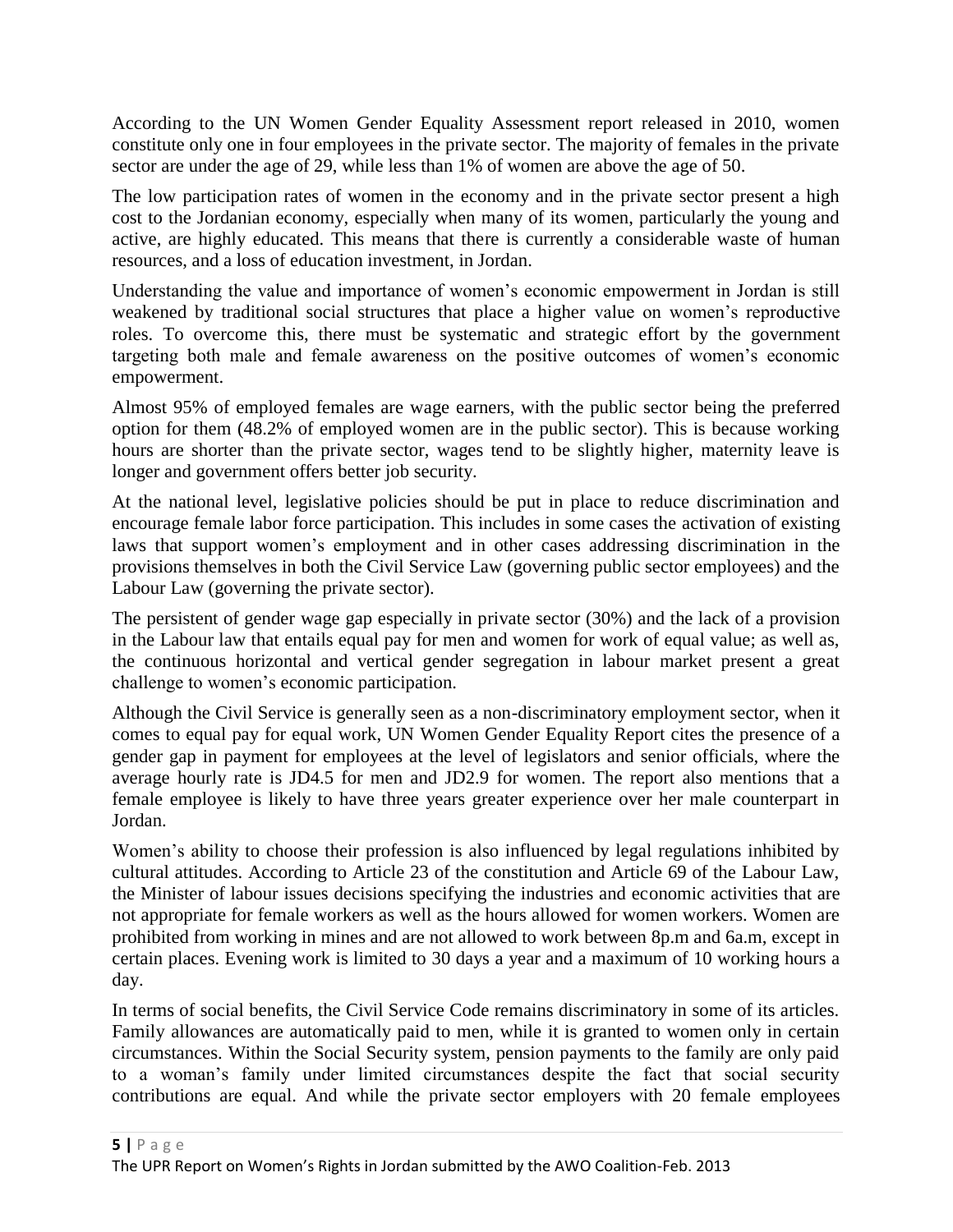According to the UN Women Gender Equality Assessment report released in 2010, women constitute only one in four employees in the private sector. The majority of females in the private sector are under the age of 29, while less than 1% of women are above the age of 50.

The low participation rates of women in the economy and in the private sector present a high cost to the Jordanian economy, especially when many of its women, particularly the young and active, are highly educated. This means that there is currently a considerable waste of human resources, and a loss of education investment, in Jordan.

Understanding the value and importance of women's economic empowerment in Jordan is still weakened by traditional social structures that place a higher value on women's reproductive roles. To overcome this, there must be systematic and strategic effort by the government targeting both male and female awareness on the positive outcomes of women's economic empowerment.

Almost 95% of employed females are wage earners, with the public sector being the preferred option for them (48.2% of employed women are in the public sector). This is because working hours are shorter than the private sector, wages tend to be slightly higher, maternity leave is longer and government offers better job security.

At the national level, legislative policies should be put in place to reduce discrimination and encourage female labor force participation. This includes in some cases the activation of existing laws that support women's employment and in other cases addressing discrimination in the provisions themselves in both the Civil Service Law (governing public sector employees) and the Labour Law (governing the private sector).

The persistent of gender wage gap especially in private sector (30%) and the lack of a provision in the Labour law that entails equal pay for men and women for work of equal value; as well as, the continuous horizontal and vertical gender segregation in labour market present a great challenge to women's economic participation.

Although the Civil Service is generally seen as a non-discriminatory employment sector, when it comes to equal pay for equal work, UN Women Gender Equality Report cites the presence of a gender gap in payment for employees at the level of legislators and senior officials, where the average hourly rate is JD4.5 for men and JD2.9 for women. The report also mentions that a female employee is likely to have three years greater experience over her male counterpart in Jordan.

Women's ability to choose their profession is also influenced by legal regulations inhibited by cultural attitudes. According to Article 23 of the constitution and Article 69 of the Labour Law, the Minister of labour issues decisions specifying the industries and economic activities that are not appropriate for female workers as well as the hours allowed for women workers. Women are prohibited from working in mines and are not allowed to work between 8p.m and 6a.m, except in certain places. Evening work is limited to 30 days a year and a maximum of 10 working hours a day.

In terms of social benefits, the Civil Service Code remains discriminatory in some of its articles. Family allowances are automatically paid to men, while it is granted to women only in certain circumstances. Within the Social Security system, pension payments to the family are only paid to a woman's family under limited circumstances despite the fact that social security contributions are equal. And while the private sector employers with 20 female employees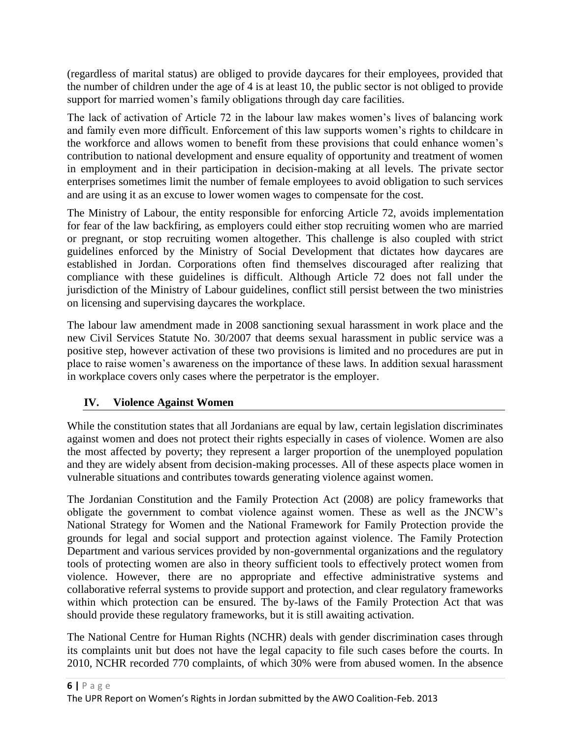(regardless of marital status) are obliged to provide daycares for their employees, provided that the number of children under the age of 4 is at least 10, the public sector is not obliged to provide support for married women's family obligations through day care facilities.

The lack of activation of Article 72 in the labour law makes women's lives of balancing work and family even more difficult. Enforcement of this law supports women's rights to childcare in the workforce and allows women to benefit from these provisions that could enhance women's contribution to national development and ensure equality of opportunity and treatment of women in employment and in their participation in decision-making at all levels. The private sector enterprises sometimes limit the number of female employees to avoid obligation to such services and are using it as an excuse to lower women wages to compensate for the cost.

The Ministry of Labour, the entity responsible for enforcing Article 72, avoids implementation for fear of the law backfiring, as employers could either stop recruiting women who are married or pregnant, or stop recruiting women altogether. This challenge is also coupled with strict guidelines enforced by the Ministry of Social Development that dictates how daycares are established in Jordan. Corporations often find themselves discouraged after realizing that compliance with these guidelines is difficult. Although Article 72 does not fall under the jurisdiction of the Ministry of Labour guidelines, conflict still persist between the two ministries on licensing and supervising daycares the workplace.

The labour law amendment made in 2008 sanctioning sexual harassment in work place and the new Civil Services Statute No. 30/2007 that deems sexual harassment in public service was a positive step, however activation of these two provisions is limited and no procedures are put in place to raise women's awareness on the importance of these laws. In addition sexual harassment in workplace covers only cases where the perpetrator is the employer.

## IV. Violence Against Women

While the constitution states that all Jordanians are equal by law, certain legislation discriminates against women and does not protect their rights especially in cases of violence. Women are also the most affected by poverty; they represent a larger proportion of the unemployed population and they are widely absent from decision-making processes. All of these aspects place women in vulnerable situations and contributes towards generating violence against women.

The Jordanian Constitution and the Family Protection Act (2008) are policy frameworks that obligate the government to combat violence against women. These as well as the JNCW's National Strategy for Women and the National Framework for Family Protection provide the grounds for legal and social support and protection against violence. The Family Protection Department and various services provided by non-governmental organizations and the regulatory tools of protecting women are also in theory sufficient tools to effectively protect women from violence. However, there are no appropriate and effective administrative systems and collaborative referral systems to provide support and protection, and clear regulatory frameworks within which protection can be ensured. The by-laws of the Family Protection Act that was should provide these regulatory frameworks, but it is still awaiting activation.

The National Centre for Human Rights (NCHR) deals with gender discrimination cases through its complaints unit but does not have the legal capacity to file such cases before the courts. In 2010, NCHR recorded 770 complaints, of which 30% were from abused women. In the absence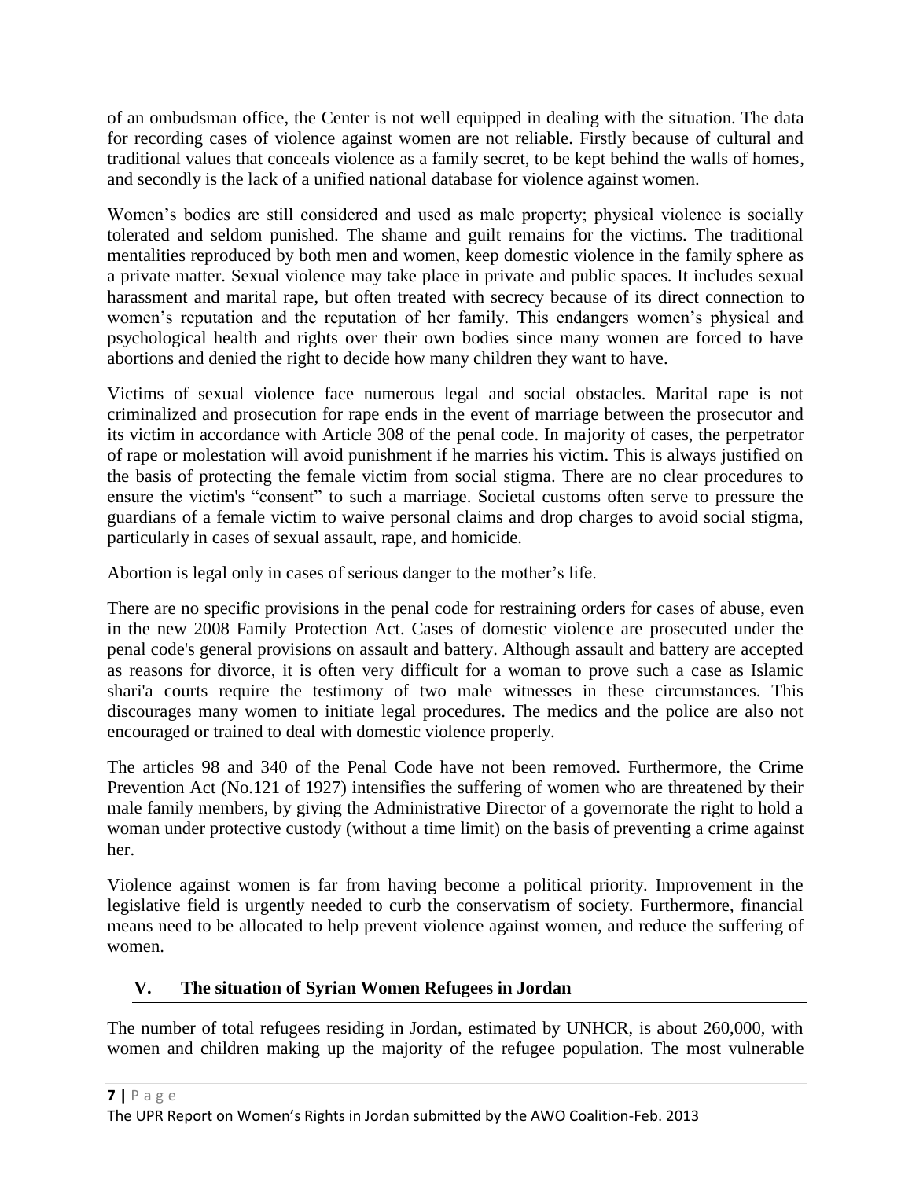of an ombudsman office, the Center is not well equipped in dealing with the situation. The data for recording cases of violence against women are not reliable. Firstly because of cultural and traditional values that conceals violence as a family secret, to be kept behind the walls of homes, and secondly is the lack of a unified national database for violence against women.

Women's bodies are still considered and used as male property; physical violence is socially tolerated and seldom punished. The shame and guilt remains for the victims. The traditional mentalities reproduced by both men and women, keep domestic violence in the family sphere as a private matter. Sexual violence may take place in private and public spaces. It includes sexual harassment and marital rape, but often treated with secrecy because of its direct connection to women's reputation and the reputation of her family. This endangers women's physical and psychological health and rights over their own bodies since many women are forced to have abortions and denied the right to decide how many children they want to have.

Victims of sexual violence face numerous legal and social obstacles. Marital rape is not criminalized and prosecution for rape ends in the event of marriage between the prosecutor and its victim in accordance with Article 308 of the penal code. In majority of cases, the perpetrator of rape or molestation will avoid punishment if he marries his victim. This is always justified on the basis of protecting the female victim from social stigma. There are no clear procedures to ensure the victim's "consent" to such a marriage. Societal customs often serve to pressure the guardians of a female victim to waive personal claims and drop charges to avoid social stigma, particularly in cases of sexual assault, rape, and homicide.

Abortion is legal only in cases of serious danger to the mother's life.

There are no specific provisions in the penal code for restraining orders for cases of abuse, even in the new 2008 Family Protection Act. Cases of domestic violence are prosecuted under the penal code's general provisions on assault and battery. Although assault and battery are accepted as reasons for divorce, it is often very difficult for a woman to prove such a case as Islamic shari'a courts require the testimony of two male witnesses in these circumstances. This discourages many women to initiate legal procedures. The medics and the police are also not encouraged or trained to deal with domestic violence properly.

The articles 98 and 340 of the Penal Code have not been removed. Furthermore, the Crime Prevention Act (No.121 of 1927) intensifies the suffering of women who are threatened by their male family members, by giving the Administrative Director of a governorate the right to hold a woman under protective custody (without a time limit) on the basis of preventing a crime against her.

Violence against women is far from having become a political priority. Improvement in the legislative field is urgently needed to curb the conservatism of society. Furthermore, financial means need to be allocated to help prevent violence against women, and reduce the suffering of women.

## V. The situation of Syrian Women Refugees in Jordan

The number of total refugees residing in Jordan, estimated by UNHCR, is about 260,000, with women and children making up the majority of the refugee population. The most vulnerable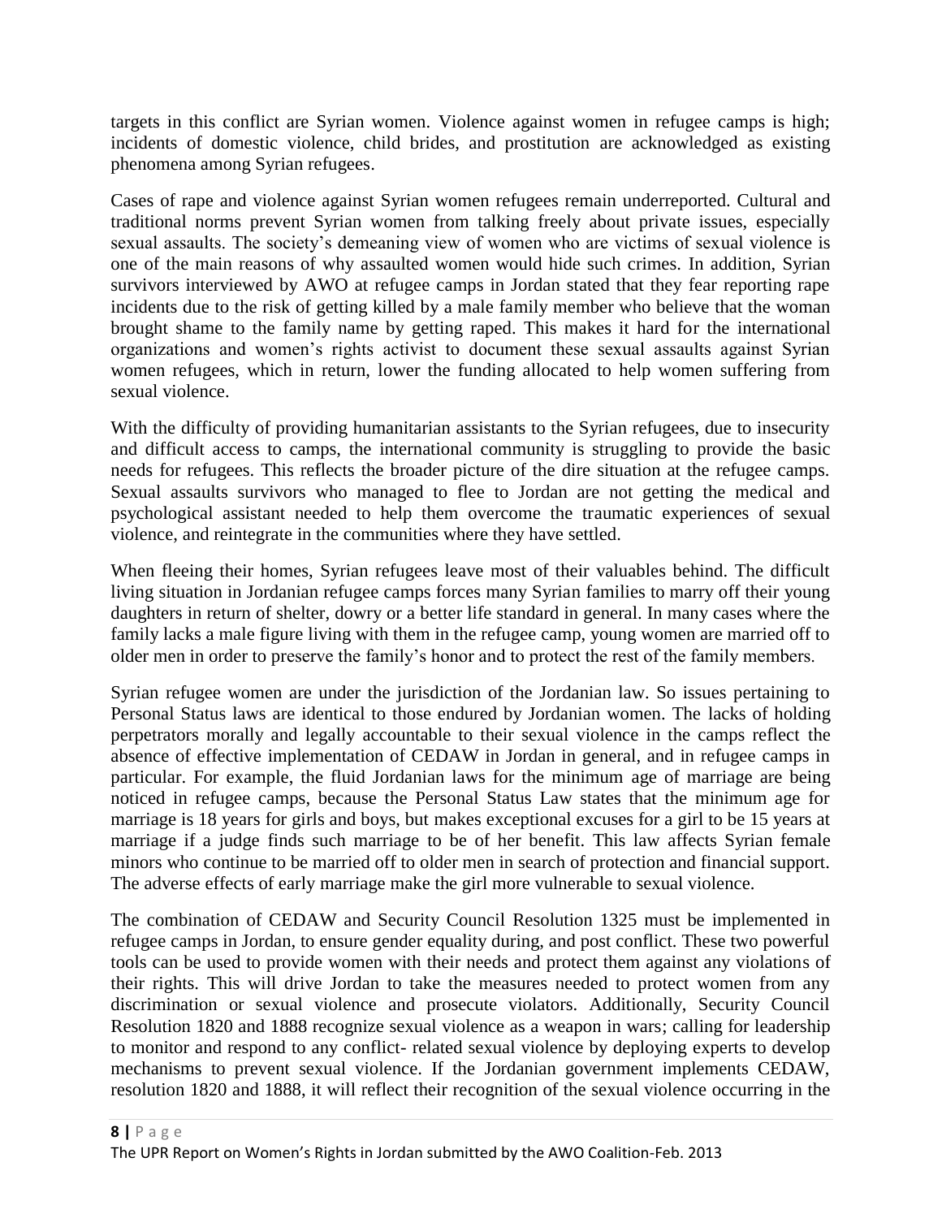targets in this conflict are Syrian women. Violence against women in refugee camps is high; incidents of domestic violence, child brides, and prostitution are acknowledged as existing phenomena among Syrian refugees.

Cases of rape and violence against Syrian women refugees remain underreported. Cultural and traditional norms prevent Syrian women from talking freely about private issues, especially sexual assaults. The society's demeaning view of women who are victims of sexual violence is one of the main reasons of why assaulted women would hide such crimes. In addition, Syrian survivors interviewed by AWO at refugee camps in Jordan stated that they fear reporting rape incidents due to the risk of getting killed by a male family member who believe that the woman brought shame to the family name by getting raped. This makes it hard for the international organizations and women's rights activist to document these sexual assaults against Syrian women refugees, which in return, lower the funding allocated to help women suffering from sexual violence.

With the difficulty of providing humanitarian assistants to the Syrian refugees, due to insecurity and difficult access to camps, the international community is struggling to provide the basic needs for refugees. This reflects the broader picture of the dire situation at the refugee camps. Sexual assaults survivors who managed to flee to Jordan are not getting the medical and psychological assistant needed to help them overcome the traumatic experiences of sexual violence, and reintegrate in the communities where they have settled.

When fleeing their homes, Syrian refugees leave most of their valuables behind. The difficult living situation in Jordanian refugee camps forces many Syrian families to marry off their young daughters in return of shelter, dowry or a better life standard in general. In many cases where the family lacks a male figure living with them in the refugee camp, young women are married off to older men in order to preserve the family's honor and to protect the rest of the family members.

Syrian refugee women are under the jurisdiction of the Jordanian law. So issues pertaining to Personal Status laws are identical to those endured by Jordanian women. The lacks of holding perpetrators morally and legally accountable to their sexual violence in the camps reflect the absence of effective implementation of CEDAW in Jordan in general, and in refugee camps in particular. For example, the fluid Jordanian laws for the minimum age of marriage are being noticed in refugee camps, because the Personal Status Law states that the minimum age for marriage is 18 years for girls and boys, but makes exceptional excuses for a girl to be 15 years at marriage if a judge finds such marriage to be of her benefit. This law affects Syrian female minors who continue to be married off to older men in search of protection and financial support. The adverse effects of early marriage make the girl more vulnerable to sexual violence.

The combination of CEDAW and Security Council Resolution 1325 must be implemented in refugee camps in Jordan, to ensure gender equality during, and post conflict. These two powerful tools can be used to provide women with their needs and protect them against any violations of their rights. This will drive Jordan to take the measures needed to protect women from any discrimination or sexual violence and prosecute violators. Additionally, Security Council Resolution 1820 and 1888 recognize sexual violence as a weapon in wars; calling for leadership to monitor and respond to any conflict- related sexual violence by deploying experts to develop mechanisms to prevent sexual violence. If the Jordanian government implements CEDAW, resolution 1820 and 1888, it will reflect their recognition of the sexual violence occurring in the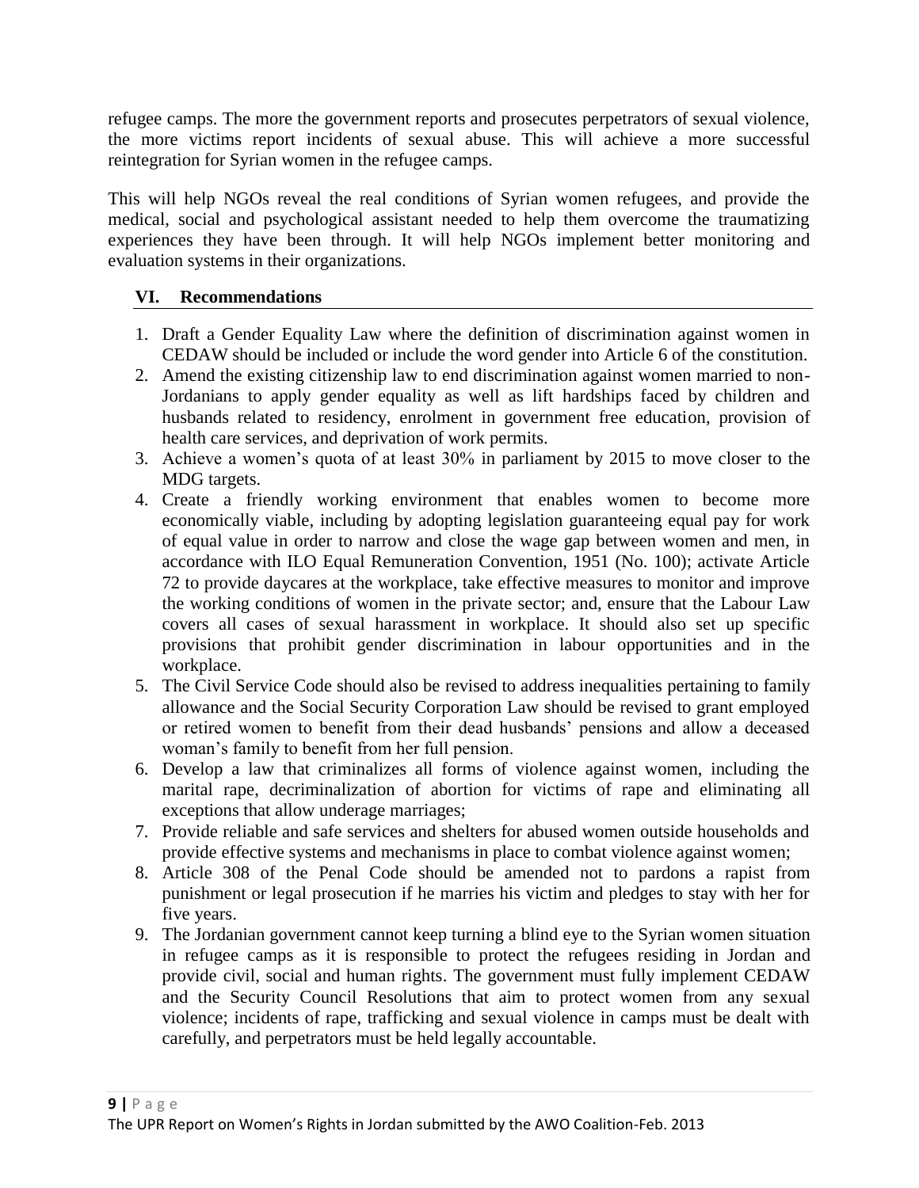refugee camps. The more the government reports and prosecutes perpetrators of sexual violence, the more victims report incidents of sexual abuse. This will achieve a more successful reintegration for Syrian women in the refugee camps.

This will help NGOs reveal the real conditions of Syrian women refugees, and provide the medical, social and psychological assistant needed to help them overcome the traumatizing experiences they have been through. It will help NGOs implement better monitoring and evaluation systems in their organizations.

## VI. Recommendations

1. Draft a Gender Equality Law where the definition of discrimination against women in CEDAW should be included or include the word gender into Article 6 of the constitution.
2. Amend the existing citizenship law to end discrimination against women married to non-Jordanians to apply gender equality as well as lift hardships faced by children and husbands related to residency, enrolment in government free education, provision of health care services, and deprivation of work permits.
3. Achieve a women's quota of at least 30% in parliament by 2015 to move closer to the MDG targets.
4. Create a friendly working environment that enables women to become more economically viable, including by adopting legislation guaranteeing equal pay for work of equal value in order to narrow and close the wage gap between women and men, in accordance with ILO Equal Remuneration Convention, 1951 (No. 100); activate Article 72 to provide daycares at the workplace, take effective measures to monitor and improve the working conditions of women in the private sector; and, ensure that the Labour Law covers all cases of sexual harassment in workplace. It should also set up specific provisions that prohibit gender discrimination in labour opportunities and in the workplace.
5. The Civil Service Code should also be revised to address inequalities pertaining to family allowance and the Social Security Corporation Law should be revised to grant employed or retired women to benefit from their dead husbands' pensions and allow a deceased woman's family to benefit from her full pension.
6. Develop a law that criminalizes all forms of violence against women, including the marital rape, decriminalization of abortion for victims of rape and eliminating all exceptions that allow underage marriages;
7. Provide reliable and safe services and shelters for abused women outside households and provide effective systems and mechanisms in place to combat violence against women;
8. Article 308 of the Penal Code should be amended not to pardons a rapist from punishment or legal prosecution if he marries his victim and pledges to stay with her for five years.
9. The Jordanian government cannot keep turning a blind eye to the Syrian women situation in refugee camps as it is responsible to protect the refugees residing in Jordan and provide civil, social and human rights. The government must fully implement CEDAW and the Security Council Resolutions that aim to protect women from any sexual violence; incidents of rape, trafficking and sexual violence in camps must be dealt with carefully, and perpetrators must be held legally accountable.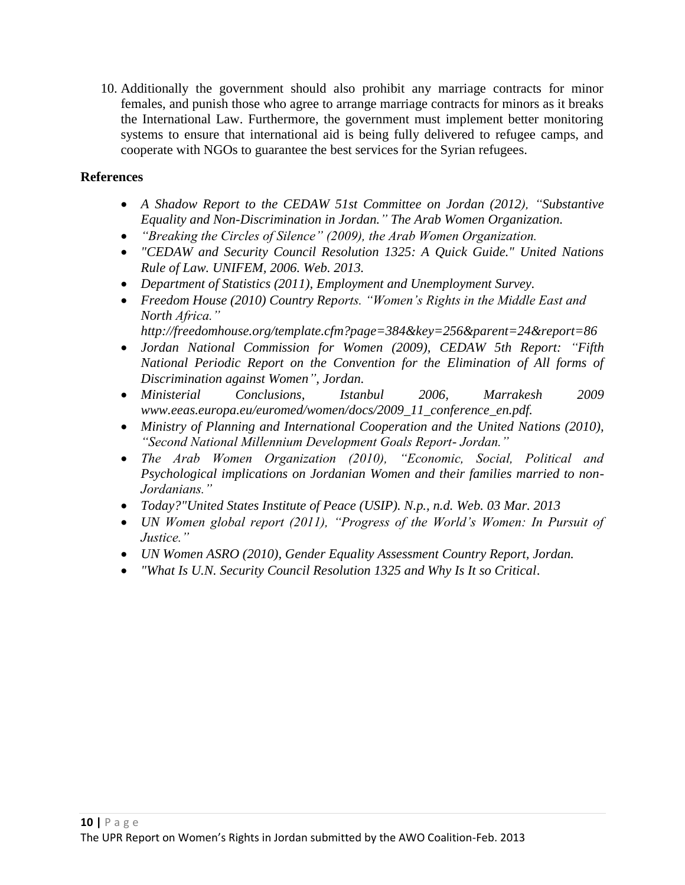10. Additionally the government should also prohibit any marriage contracts for minor females, and punish those who agree to arrange marriage contracts for minors as it breaks the International Law. Furthermore, the government must implement better monitoring systems to ensure that international aid is being fully delivered to refugee camps, and cooperate with NGOs to guarantee the best services for the Syrian refugees.

**References**

- *A Shadow Report to the CEDAW 51st Committee on Jordan (2012), "Substantive Equality and Non-Discrimination in Jordan." The Arab Women Organization.*
- *"Breaking the Circles of Silence" (2009), the Arab Women Organization.*
- *"CEDAW and Security Council Resolution 1325: A Quick Guide." United Nations Rule of Law. UNIFEM, 2006. Web. 2013.*
- *Department of Statistics (2011), Employment and Unemployment Survey.*
- *Freedom House (2010) Country Reports. "Women's Rights in the Middle East and North Africa." http://freedomhouse.org/template.cfm?page=384&key=256&parent=24&report=86*
- *Jordan National Commission for Women (2009), CEDAW 5th Report: "Fifth National Periodic Report on the Convention for the Elimination of All forms of Discrimination against Women", Jordan.*
- *Ministerial Conclusions, Istanbul 2006, Marrakesh 2009 www.eeas.europa.eu/euromed/women/docs/2009_11_conference_en.pdf.*
- *Ministry of Planning and International Cooperation and the United Nations (2010), "Second National Millennium Development Goals Report- Jordan."*
- *The Arab Women Organization (2010), "Economic, Social, Political and Psychological implications on Jordanian Women and their families married to non-Jordanians."*
- *Today?"United States Institute of Peace (USIP). N.p., n.d. Web. 03 Mar. 2013*
- *UN Women global report (2011), "Progress of the World's Women: In Pursuit of Justice."*
- *UN Women ASRO (2010), Gender Equality Assessment Country Report, Jordan.*
- *"What Is U.N. Security Council Resolution 1325 and Why Is It so Critical.*